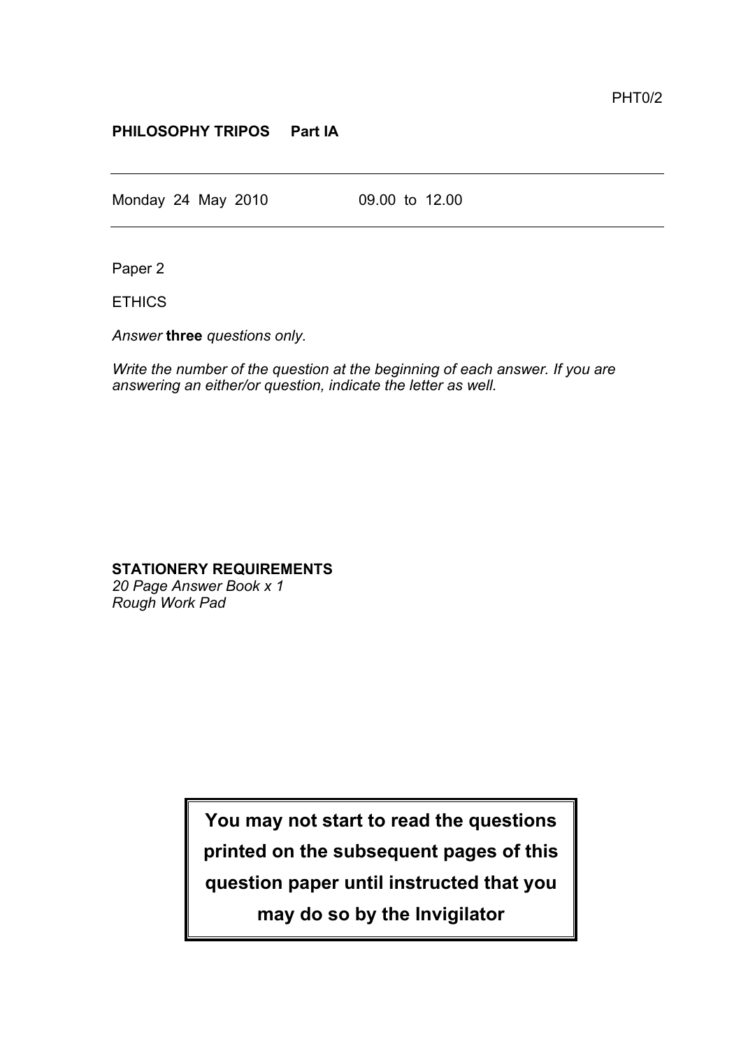PHT0/2

**PHILOSOPHY TRIPOS Part IA**

---

Monday 24 May 2010 09.00 to 12.00

---

Paper 2

ETHICS

*Answer* **three** *questions only.*

*Write the number of the question at the beginning of each answer. If you are answering an either/or question, indicate the letter as well.*

**STATIONERY REQUIREMENTS**
*20 Page Answer Book x 1*
*Rough Work Pad*

**You may not start to read the questions printed on the subsequent pages of this question paper until instructed that you may do so by the Invigilator**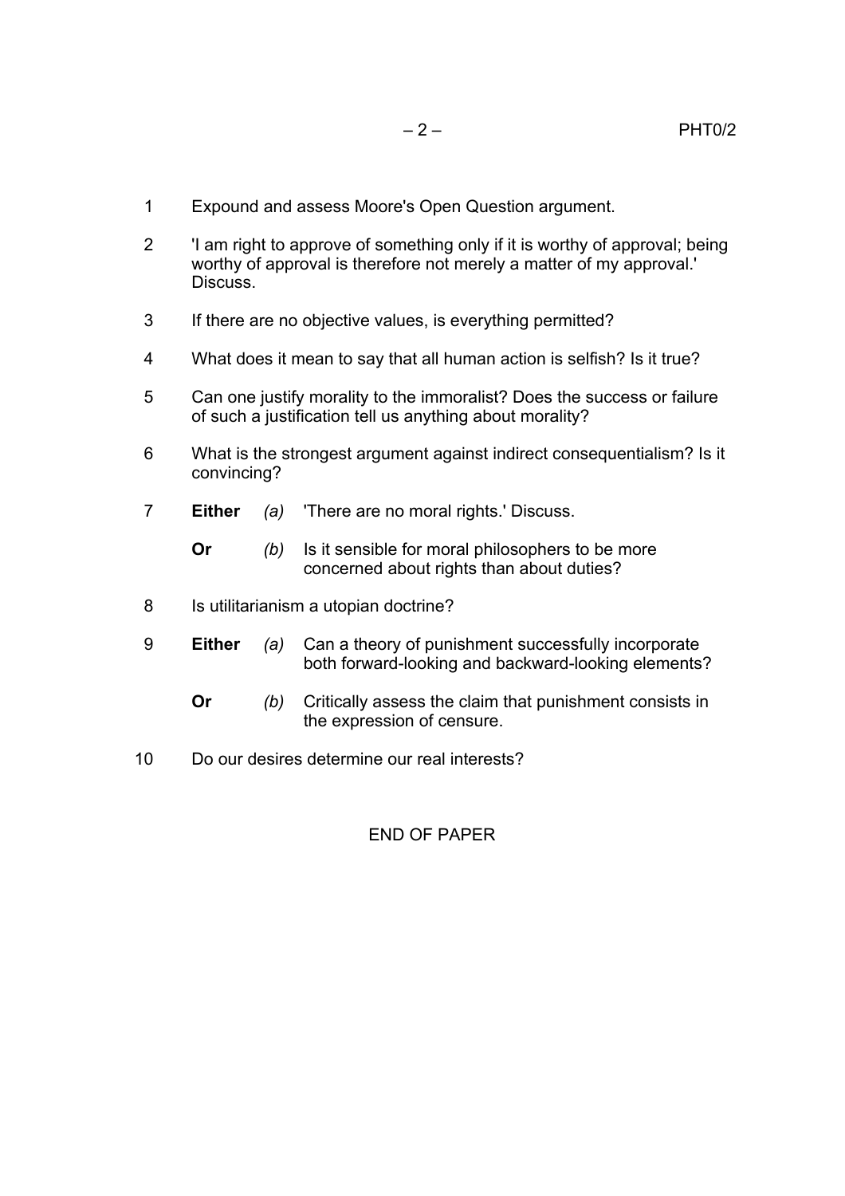1 Expound and assess Moore's Open Question argument.

2 'I am right to approve of something only if it is worthy of approval; being worthy of approval is therefore not merely a matter of my approval.' Discuss.

3 If there are no objective values, is everything permitted?

4 What does it mean to say that all human action is selfish? Is it true?

5 Can one justify morality to the immoralist? Does the success or failure of such a justification tell us anything about morality?

6 What is the strongest argument against indirect consequentialism? Is it convincing?

7 **Either** *(a)* 'There are no moral rights.' Discuss.

**Or** *(b)* Is it sensible for moral philosophers to be more concerned about rights than about duties?

8 Is utilitarianism a utopian doctrine?

9 **Either** *(a)* Can a theory of punishment successfully incorporate both forward-looking and backward-looking elements?

**Or** *(b)* Critically assess the claim that punishment consists in the expression of censure.

10 Do our desires determine our real interests?

END OF PAPER